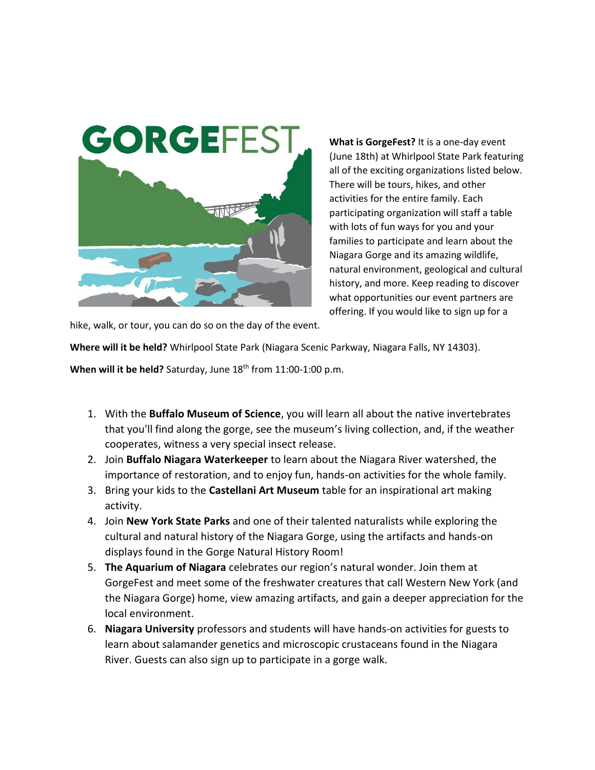# GORGEFEST

**What is GorgeFest?** It is a one-day event (June 18th) at Whirlpool State Park featuring all of the exciting organizations listed below. There will be tours, hikes, and other activities for the entire family. Each participating organization will staff a table with lots of fun ways for you and your families to participate and learn about the Niagara Gorge and its amazing wildlife, natural environment, geological and cultural history, and more. Keep reading to discover what opportunities our event partners are offering. If you would like to sign up for a hike, walk, or tour, you can do so on the day of the event.

**Where will it be held?** Whirlpool State Park (Niagara Scenic Parkway, Niagara Falls, NY 14303).

**When will it be held?** Saturday, June 18th from 11:00-1:00 p.m.

1. With the **Buffalo Museum of Science**, you will learn all about the native invertebrates that you'll find along the gorge, see the museum's living collection, and, if the weather cooperates, witness a very special insect release.
2. Join **Buffalo Niagara Waterkeeper** to learn about the Niagara River watershed, the importance of restoration, and to enjoy fun, hands-on activities for the whole family.
3. Bring your kids to the **Castellani Art Museum** table for an inspirational art making activity.
4. Join **New York State Parks** and one of their talented naturalists while exploring the cultural and natural history of the Niagara Gorge, using the artifacts and hands-on displays found in the Gorge Natural History Room!
5. **The Aquarium of Niagara** celebrates our region's natural wonder. Join them at GorgeFest and meet some of the freshwater creatures that call Western New York (and the Niagara Gorge) home, view amazing artifacts, and gain a deeper appreciation for the local environment.
6. **Niagara University** professors and students will have hands-on activities for guests to learn about salamander genetics and microscopic crustaceans found in the Niagara River. Guests can also sign up to participate in a gorge walk.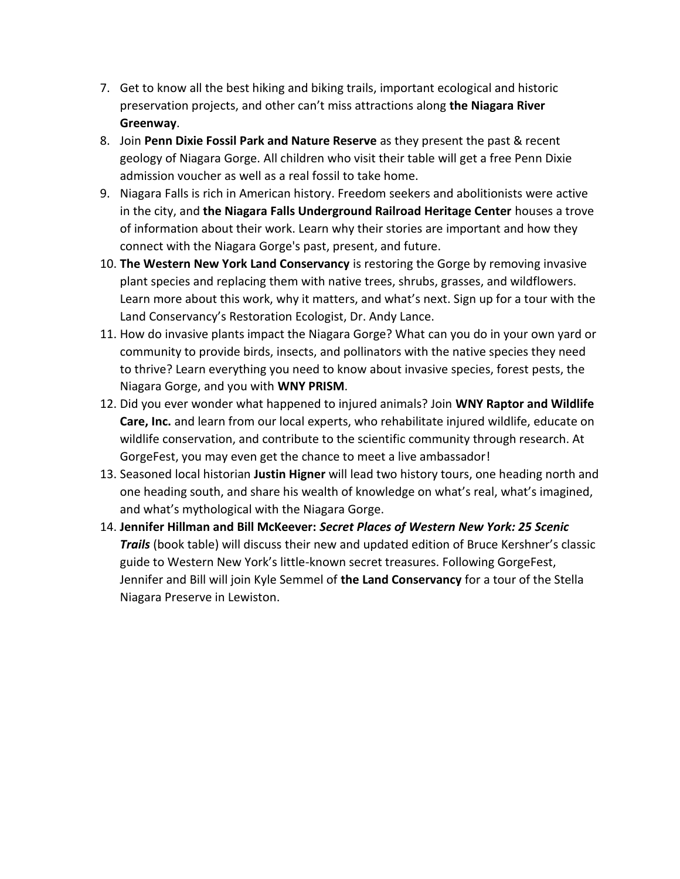7. Get to know all the best hiking and biking trails, important ecological and historic preservation projects, and other can't miss attractions along **the Niagara River Greenway**.
8. Join **Penn Dixie Fossil Park and Nature Reserve** as they present the past & recent geology of Niagara Gorge. All children who visit their table will get a free Penn Dixie admission voucher as well as a real fossil to take home.
9. Niagara Falls is rich in American history. Freedom seekers and abolitionists were active in the city, and **the Niagara Falls Underground Railroad Heritage Center** houses a trove of information about their work. Learn why their stories are important and how they connect with the Niagara Gorge's past, present, and future.
10. **The Western New York Land Conservancy** is restoring the Gorge by removing invasive plant species and replacing them with native trees, shrubs, grasses, and wildflowers. Learn more about this work, why it matters, and what's next. Sign up for a tour with the Land Conservancy's Restoration Ecologist, Dr. Andy Lance.
11. How do invasive plants impact the Niagara Gorge? What can you do in your own yard or community to provide birds, insects, and pollinators with the native species they need to thrive? Learn everything you need to know about invasive species, forest pests, the Niagara Gorge, and you with **WNY PRISM**.
12. Did you ever wonder what happened to injured animals? Join **WNY Raptor and Wildlife Care, Inc.** and learn from our local experts, who rehabilitate injured wildlife, educate on wildlife conservation, and contribute to the scientific community through research. At GorgeFest, you may even get the chance to meet a live ambassador!
13. Seasoned local historian **Justin Higner** will lead two history tours, one heading north and one heading south, and share his wealth of knowledge on what's real, what's imagined, and what's mythological with the Niagara Gorge.
14. **Jennifer Hillman and Bill McKeever: *Secret Places of Western New York: 25 Scenic Trails*** (book table) will discuss their new and updated edition of Bruce Kershner's classic guide to Western New York's little-known secret treasures. Following GorgeFest, Jennifer and Bill will join Kyle Semmel of **the Land Conservancy** for a tour of the Stella Niagara Preserve in Lewiston.